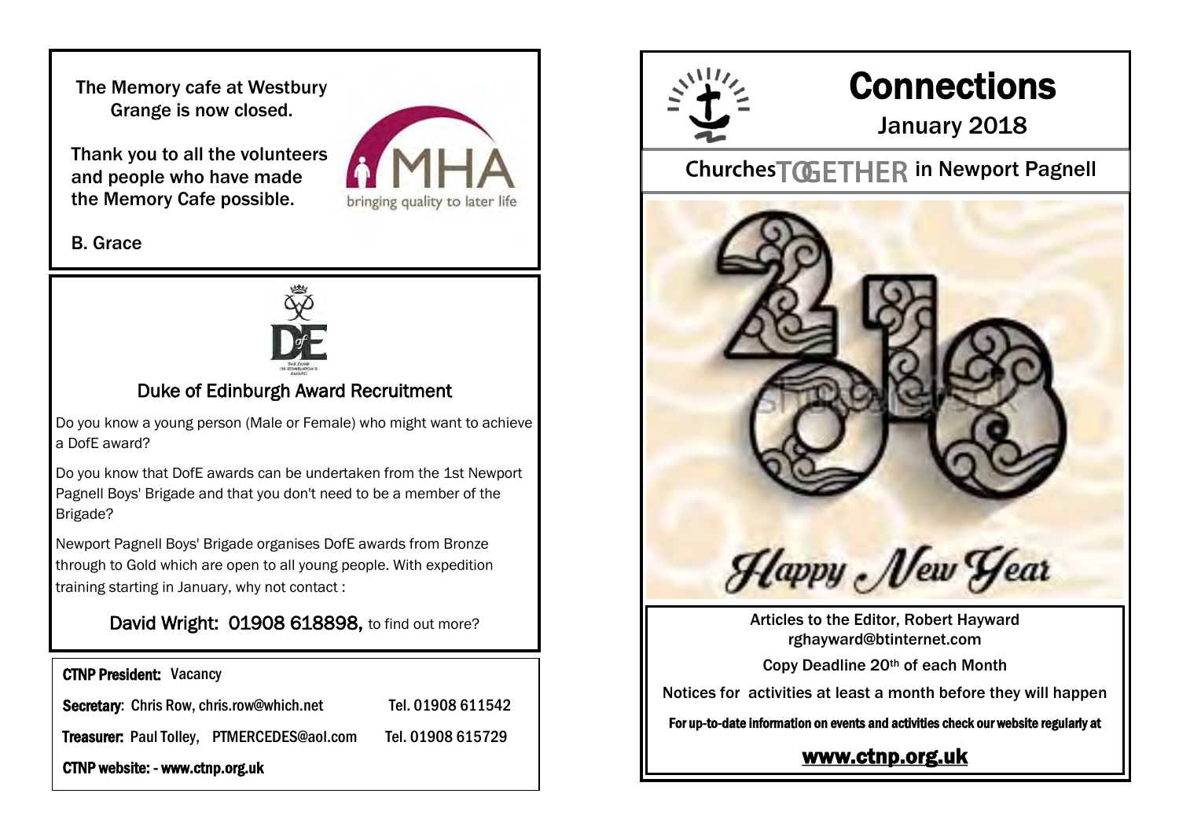The Memory cafe at Westbury Grange is now closed.

Thank you to all the volunteers and people who have made the Memory Cafe possible.

MHA bringing quality to later life

B. Grace

## Duke of Edinburgh Award Recruitment

Do you know a young person (Male or Female) who might want to achieve a DofE award?

Do you know that DofE awards can be undertaken from the 1st Newport Pagnell Boys' Brigade and that you don't need to be a member of the Brigade?

Newport Pagnell Boys' Brigade organises DofE awards from Bronze through to Gold which are open to all young people. With expedition training starting in January, why not contact :

David Wright: 01908 618898, to find out more?

**CTNP President:** Vacancy

**Secretary:** Chris Row, chris.row@which.net Tel. 01908 611542

**Treasurer:** Paul Tolley, PTMERCEDES@aol.com Tel. 01908 615729

**CTNP website: - www.ctnp.org.uk**

# Connections

## January 2018

## Churches TOGETHER in Newport Pagnell

Happy New Year

Articles to the Editor, Robert Hayward
rghayward@btinternet.com

Copy Deadline 20th of each Month

Notices for activities at least a month before they will happen

**For up-to-date information on events and activities check our website regularly at**

**www.ctnp.org.uk**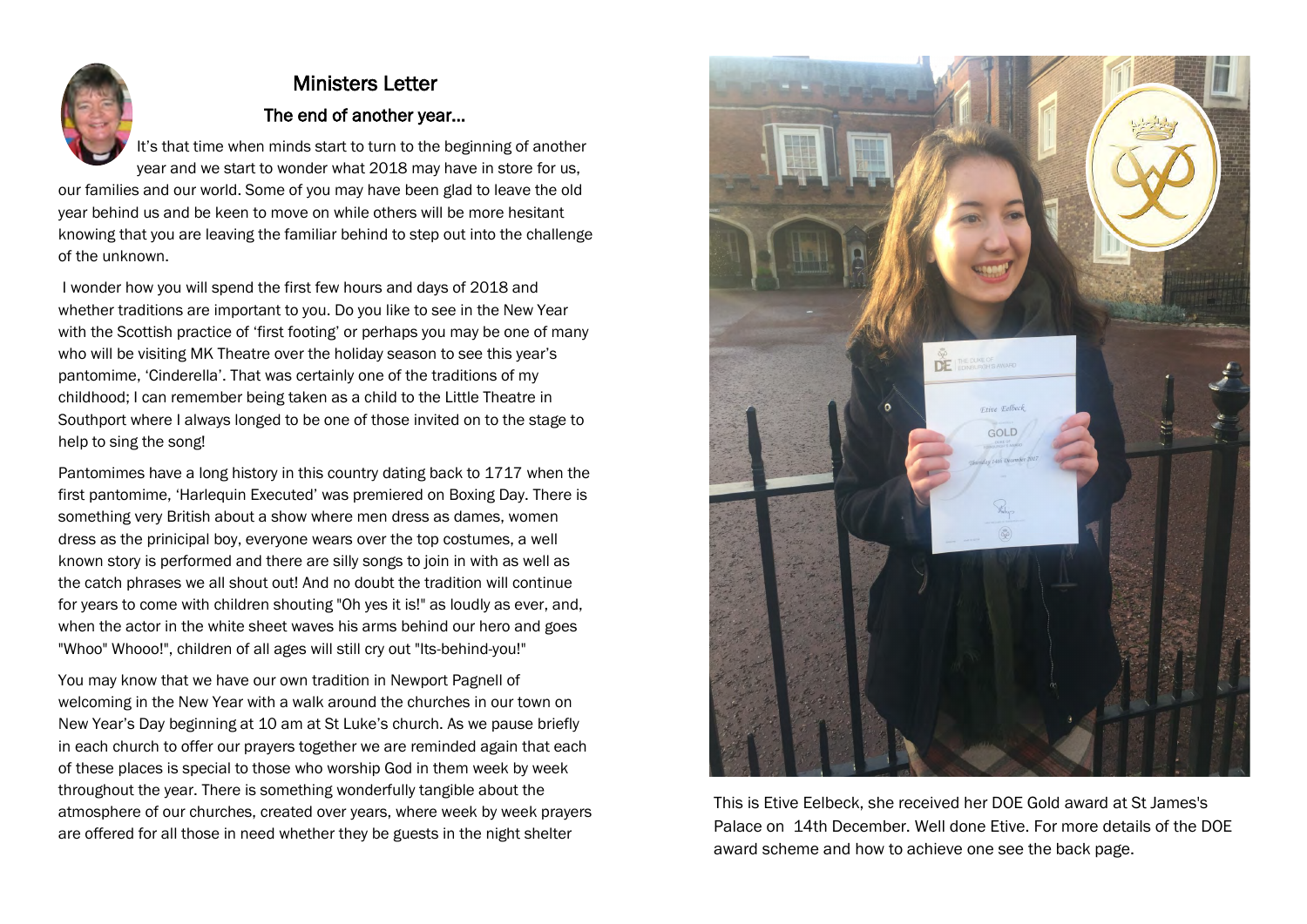## Ministers Letter

### The end of another year…

It's that time when minds start to turn to the beginning of another year and we start to wonder what 2018 may have in store for us, our families and our world. Some of you may have been glad to leave the old year behind us and be keen to move on while others will be more hesitant knowing that you are leaving the familiar behind to step out into the challenge of the unknown.

I wonder how you will spend the first few hours and days of 2018 and whether traditions are important to you. Do you like to see in the New Year with the Scottish practice of 'first footing' or perhaps you may be one of many who will be visiting MK Theatre over the holiday season to see this year's pantomime, 'Cinderella'. That was certainly one of the traditions of my childhood; I can remember being taken as a child to the Little Theatre in Southport where I always longed to be one of those invited on to the stage to help to sing the song!

Pantomimes have a long history in this country dating back to 1717 when the first pantomime, 'Harlequin Executed' was premiered on Boxing Day. There is something very British about a show where men dress as dames, women dress as the prinicipal boy, everyone wears over the top costumes, a well known story is performed and there are silly songs to join in with as well as the catch phrases we all shout out! And no doubt the tradition will continue for years to come with children shouting "Oh yes it is!" as loudly as ever, and, when the actor in the white sheet waves his arms behind our hero and goes "Whoo" Whooo!", children of all ages will still cry out "Its-behind-you!"

You may know that we have our own tradition in Newport Pagnell of welcoming in the New Year with a walk around the churches in our town on New Year's Day beginning at 10 am at St Luke's church. As we pause briefly in each church to offer our prayers together we are reminded again that each of these places is special to those who worship God in them week by week throughout the year. There is something wonderfully tangible about the atmosphere of our churches, created over years, where week by week prayers are offered for all those in need whether they be guests in the night shelter

This is Etive Eelbeck, she received her DOE Gold award at St James's Palace on 14th December. Well done Etive. For more details of the DOE award scheme and how to achieve one see the back page.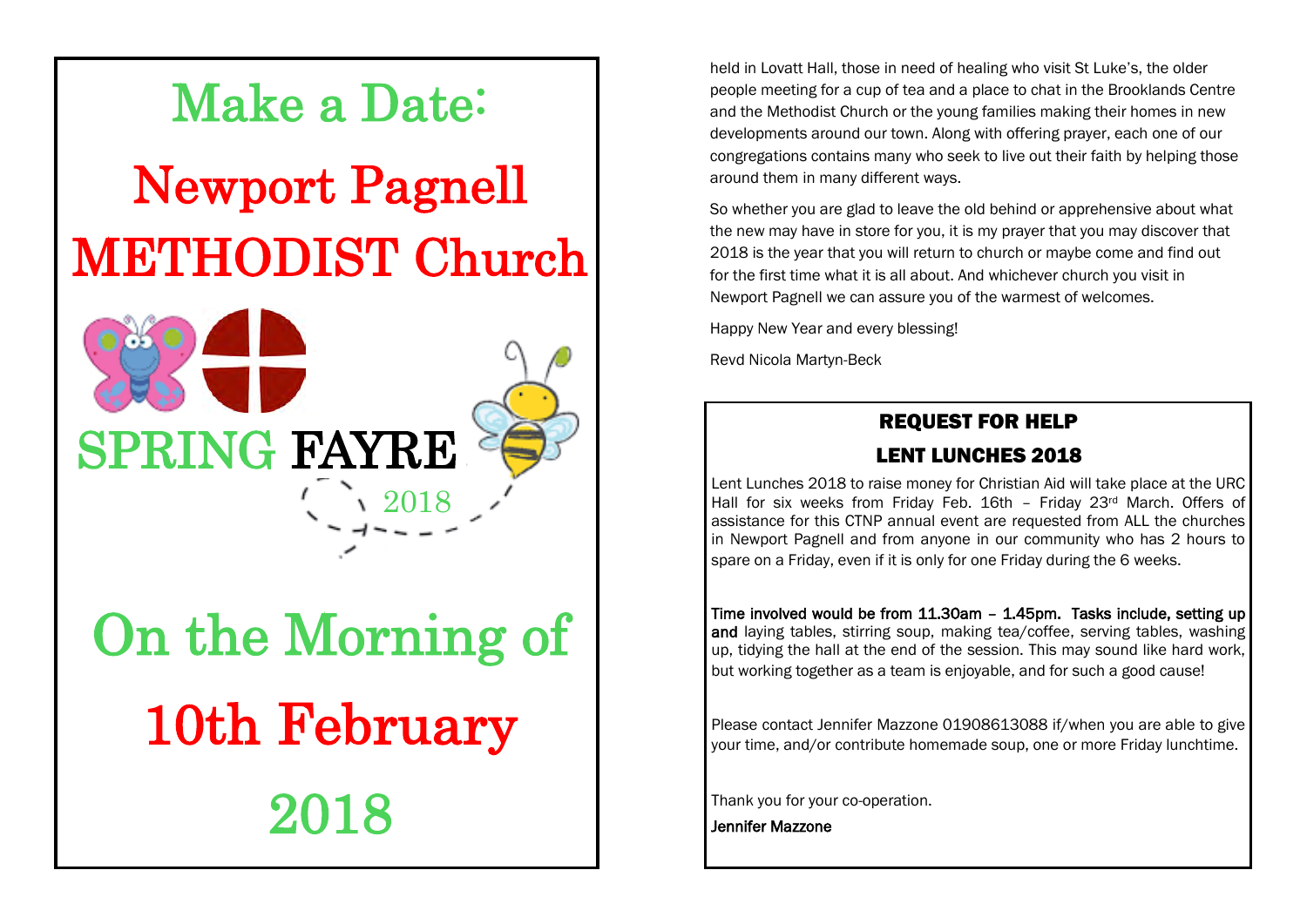# Make a Date:

# Newport Pagnell METHODIST Church

## SPRING FAYRE 2018

## On the Morning of 10th February 2018

held in Lovatt Hall, those in need of healing who visit St Luke's, the older people meeting for a cup of tea and a place to chat in the Brooklands Centre and the Methodist Church or the young families making their homes in new developments around our town. Along with offering prayer, each one of our congregations contains many who seek to live out their faith by helping those around them in many different ways.

So whether you are glad to leave the old behind or apprehensive about what the new may have in store for you, it is my prayer that you may discover that 2018 is the year that you will return to church or maybe come and find out for the first time what it is all about. And whichever church you visit in Newport Pagnell we can assure you of the warmest of welcomes.

Happy New Year and every blessing!

Revd Nicola Martyn-Beck

## REQUEST FOR HELP

## LENT LUNCHES 2018

Lent Lunches 2018 to raise money for Christian Aid will take place at the URC Hall for six weeks from Friday Feb. 16th – Friday 23rd March. Offers of assistance for this CTNP annual event are requested from ALL the churches in Newport Pagnell and from anyone in our community who has 2 hours to spare on a Friday, even if it is only for one Friday during the 6 weeks.

**Time involved would be from 11.30am – 1.45pm. Tasks include, setting up and** laying tables, stirring soup, making tea/coffee, serving tables, washing up, tidying the hall at the end of the session. This may sound like hard work, but working together as a team is enjoyable, and for such a good cause!

Please contact Jennifer Mazzone 01908613088 if/when you are able to give your time, and/or contribute homemade soup, one or more Friday lunchtime.

Thank you for your co-operation.

**Jennifer Mazzone**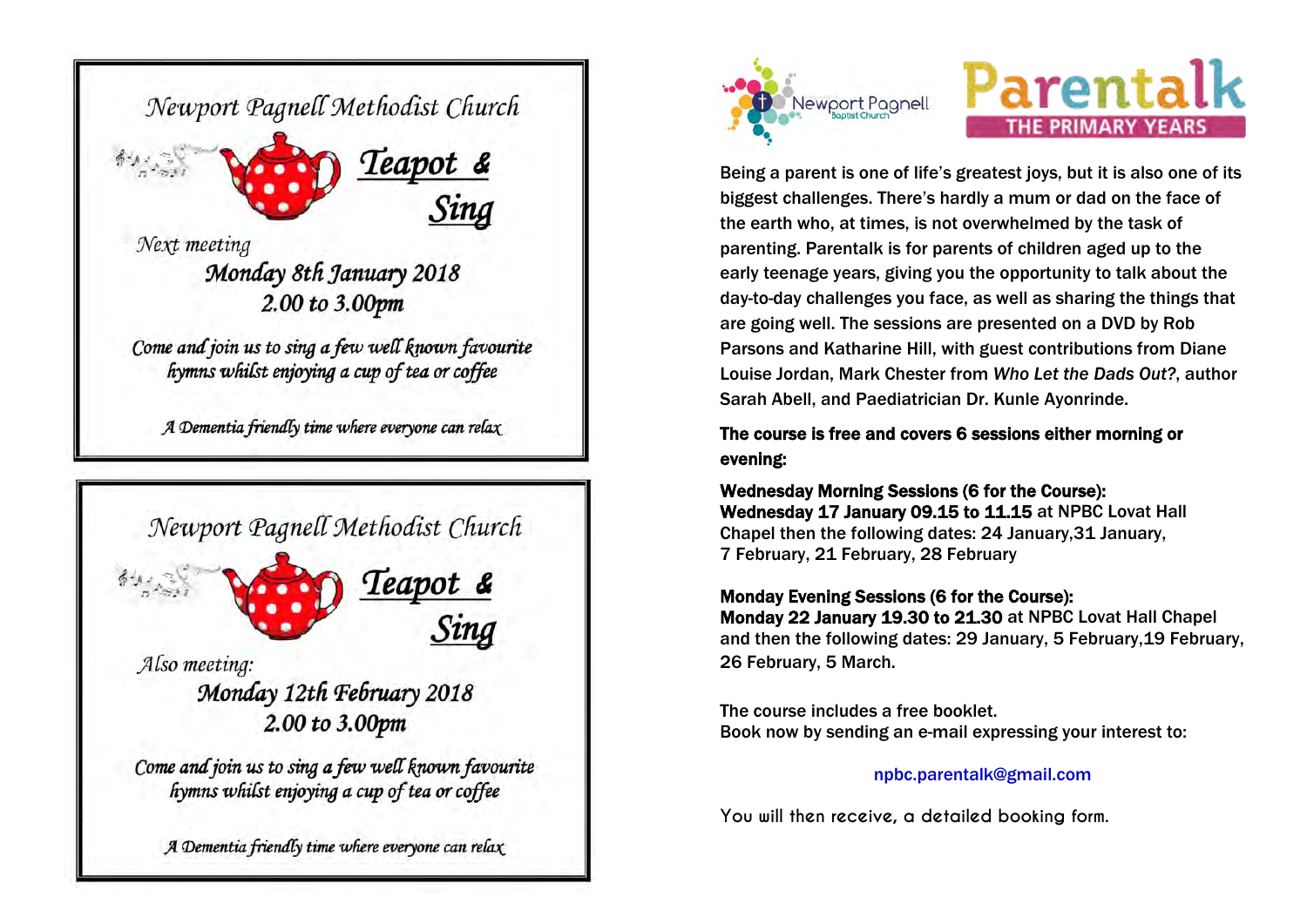Newport Pagnell Methodist Church

# Teapot & Sing

Next meeting

**Monday 8th January 2018**
**2.00 to 3.00pm**

*Come and join us to sing a few well known favourite hymns whilst enjoying a cup of tea or coffee*

*A Dementia friendly time where everyone can relax*

Newport Pagnell Methodist Church

# Teapot & Sing

Also meeting:

**Monday 12th February 2018**
**2.00 to 3.00pm**

*Come and join us to sing a few well known favourite hymns whilst enjoying a cup of tea or coffee*

*A Dementia friendly time where everyone can relax*

Newport Pagnell Baptist Church

# Parentalk
## THE PRIMARY YEARS

Being a parent is one of life's greatest joys, but it is also one of its biggest challenges. There's hardly a mum or dad on the face of the earth who, at times, is not overwhelmed by the task of parenting. Parentalk is for parents of children aged up to the early teenage years, giving you the opportunity to talk about the day-to-day challenges you face, as well as sharing the things that are going well. The sessions are presented on a DVD by Rob Parsons and Katharine Hill, with guest contributions from Diane Louise Jordan, Mark Chester from *Who Let the Dads Out?*, author Sarah Abell, and Paediatrician Dr. Kunle Ayonrinde.

**The course is free and covers 6 sessions either morning or evening:**

**Wednesday Morning Sessions (6 for the Course):**
**Wednesday 17 January 09.15 to 11.15** at NPBC Lovat Hall Chapel then the following dates: 24 January, 31 January, 7 February, 21 February, 28 February

**Monday Evening Sessions (6 for the Course):**
**Monday 22 January 19.30 to 21.30** at NPBC Lovat Hall Chapel and then the following dates: 29 January, 5 February, 19 February, 26 February, 5 March.

The course includes a free booklet.
Book now by sending an e-mail expressing your interest to:

npbc.parentalk@gmail.com

You will then receive, a detailed booking form.